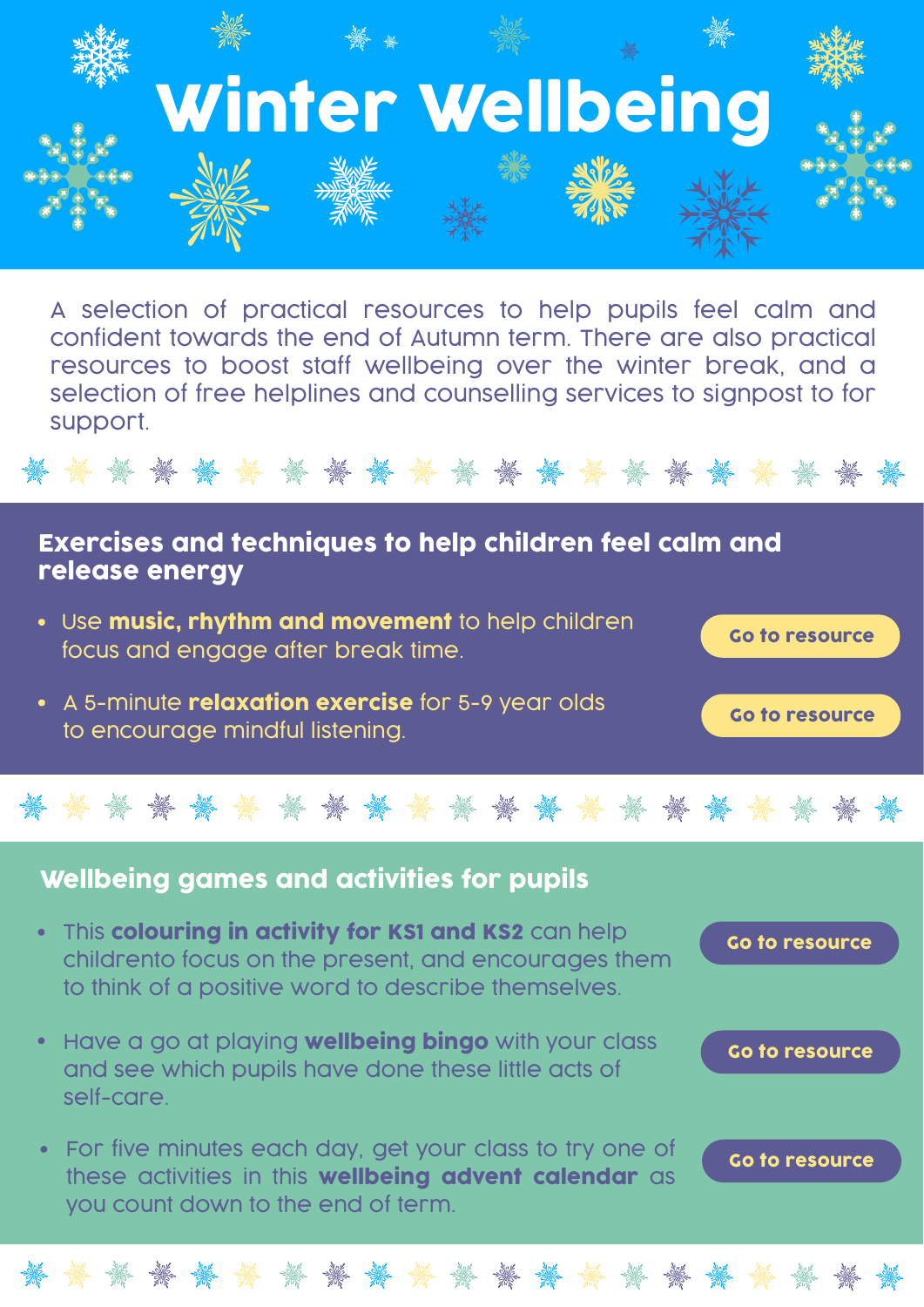# Winter Wellbeing

A selection of practical resources to help pupils feel calm and confident towards the end of Autumn term. There are also practical resources to boost staff wellbeing over the winter break, and a selection of free helplines and counselling services to signpost to for support.

## Exercises and techniques to help children feel calm and release energy

- Use **music, rhythm and movement** to help children focus and engage after break time. Go to resource
- A 5-minute **relaxation exercise** for 5-9 year olds to encourage mindful listening. Go to resource

## Wellbeing games and activities for pupils

- This **colouring in activity for KS1 and KS2** can help childrento focus on the present, and encourages them to think of a positive word to describe themselves. Go to resource
- Have a go at playing **wellbeing bingo** with your class and see which pupils have done these little acts of self-care. Go to resource
- For five minutes each day, get your class to try one of these activities in this **wellbeing advent calendar** as you count down to the end of term. Go to resource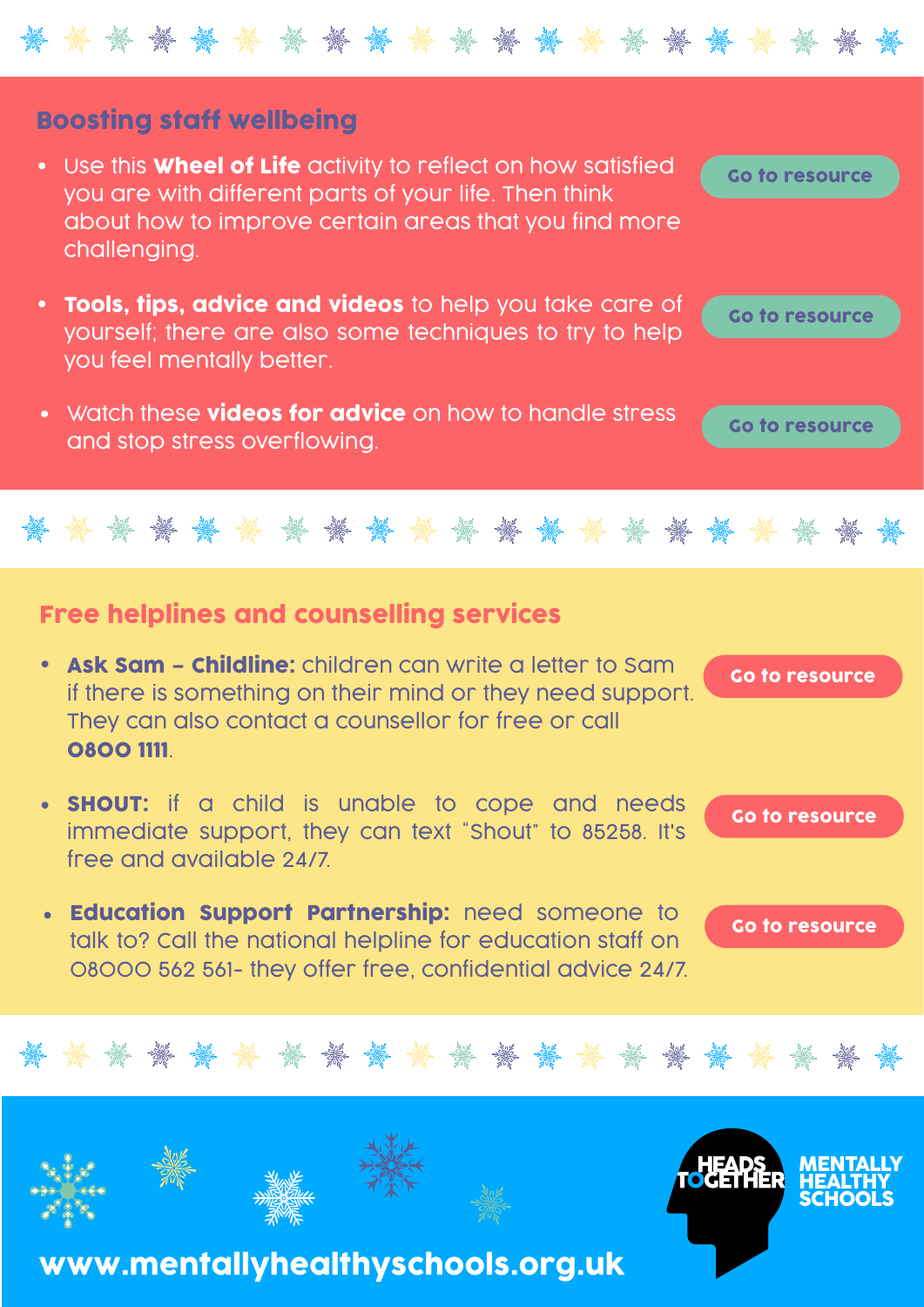## Boosting staff wellbeing

- Use this **Wheel of Life** activity to reflect on how satisfied you are with different parts of your life. Then think about how to improve certain areas that you find more challenging. Go to resource
- **Tools, tips, advice and videos** to help you take care of yourself; there are also some techniques to try to help you feel mentally better. Go to resource
- Watch these **videos for advice** on how to handle stress and stop stress overflowing. Go to resource

## Free helplines and counselling services

- **Ask Sam – Childline:** children can write a letter to Sam if there is something on their mind or they need support. They can also contact a counsellor for free or call **0800 1111**. Go to resource
- **SHOUT:** if a child is unable to cope and needs immediate support, they can text "Shout" to 85258. It's free and available 24/7. Go to resource
- **Education Support Partnership:** need someone to talk to? Call the national helpline for education staff on 08000 562 561- they offer free, confidential advice 24/7. Go to resource

HEADS TOGETHER MENTALLY HEALTHY SCHOOLS

**www.mentallyhealthyschools.org.uk**